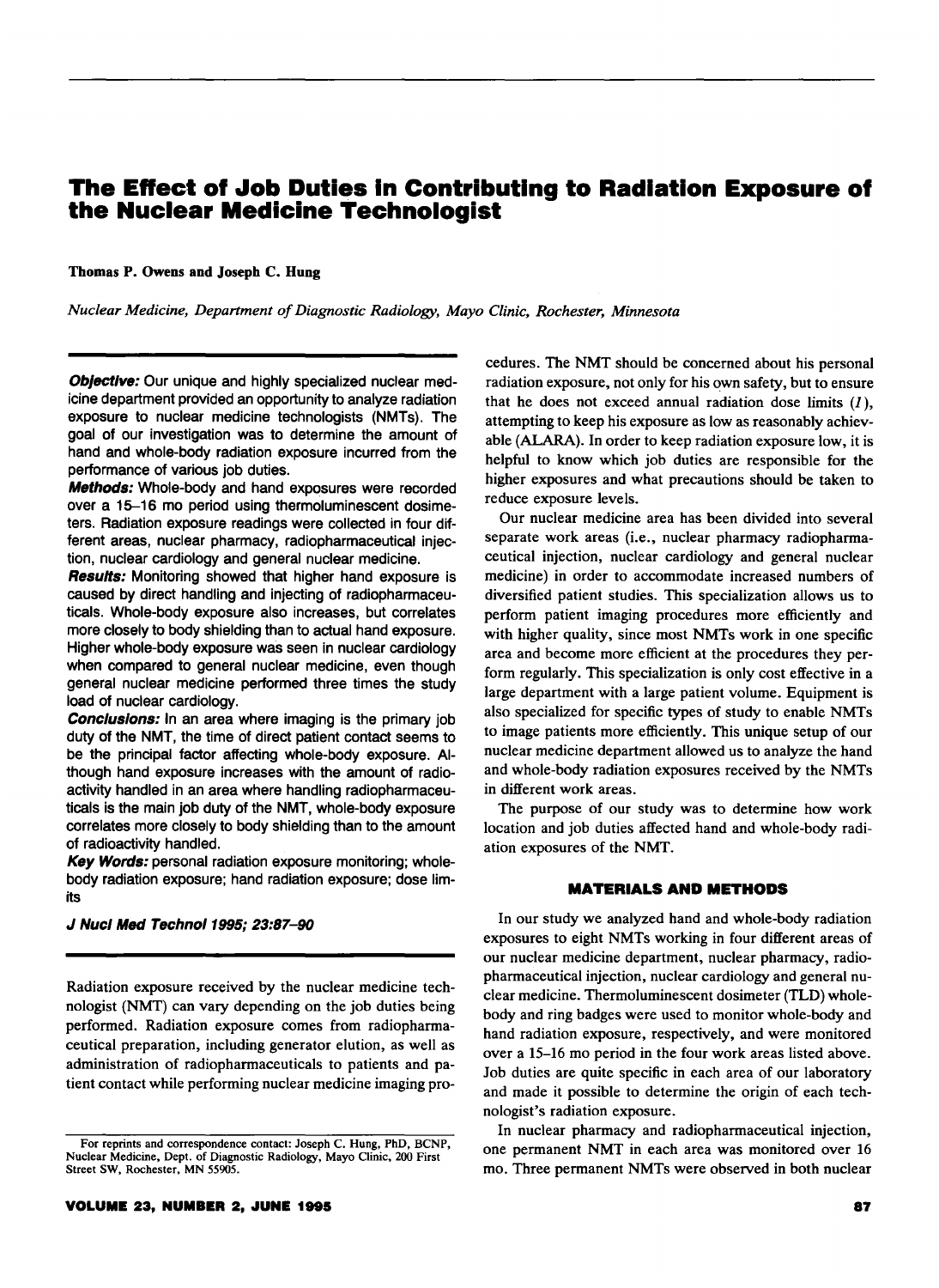# The Effect of Job Duties in Contributing to Radiation Exposure of the Nuclear Medicine Technologist

**Thomas P. Owens and Joseph C. Hung**

*Nuclear Medicine, Department of Diagnostic Radiology, Mayo Clinic, Rochester, Minnesota*

***Objective:*** Our unique and highly specialized nuclear medicine department provided an opportunity to analyze radiation exposure to nuclear medicine technologists (NMTs). The goal of our investigation was to determine the amount of hand and whole-body radiation exposure incurred from the performance of various job duties.

***Methods:*** Whole-body and hand exposures were recorded over a 15–16 mo period using thermoluminescent dosimeters. Radiation exposure readings were collected in four different areas, nuclear pharmacy, radiopharmaceutical injection, nuclear cardiology and general nuclear medicine.

***Results:*** Monitoring showed that higher hand exposure is caused by direct handling and injecting of radiopharmaceuticals. Whole-body exposure also increases, but correlates more closely to body shielding than to actual hand exposure. Higher whole-body exposure was seen in nuclear cardiology when compared to general nuclear medicine, even though general nuclear medicine performed three times the study load of nuclear cardiology.

***Conclusions:*** In an area where imaging is the primary job duty of the NMT, the time of direct patient contact seems to be the principal factor affecting whole-body exposure. Although hand exposure increases with the amount of radioactivity handled in an area where handling radiopharmaceuticals is the main job duty of the NMT, whole-body exposure correlates more closely to body shielding than to the amount of radioactivity handled.

***Key Words:*** personal radiation exposure monitoring; whole-body radiation exposure; hand radiation exposure; dose limits

***J Nucl Med Technol 1995; 23:87–90***

Radiation exposure received by the nuclear medicine technologist (NMT) can vary depending on the job duties being performed. Radiation exposure comes from radiopharmaceutical preparation, including generator elution, as well as administration of radiopharmaceuticals to patients and patient contact while performing nuclear medicine imaging procedures. The NMT should be concerned about his personal radiation exposure, not only for his own safety, but to ensure that he does not exceed annual radiation dose limits (*1*), attempting to keep his exposure as low as reasonably achievable (ALARA). In order to keep radiation exposure low, it is helpful to know which job duties are responsible for the higher exposures and what precautions should be taken to reduce exposure levels.

Our nuclear medicine area has been divided into several separate work areas (i.e., nuclear pharmacy radiopharmaceutical injection, nuclear cardiology and general nuclear medicine) in order to accommodate increased numbers of diversified patient studies. This specialization allows us to perform patient imaging procedures more efficiently and with higher quality, since most NMTs work in one specific area and become more efficient at the procedures they perform regularly. This specialization is only cost effective in a large department with a large patient volume. Equipment is also specialized for specific types of study to enable NMTs to image patients more efficiently. This unique setup of our nuclear medicine department allowed us to analyze the hand and whole-body radiation exposures received by the NMTs in different work areas.

The purpose of our study was to determine how work location and job duties affected hand and whole-body radiation exposures of the NMT.

## MATERIALS AND METHODS

In our study we analyzed hand and whole-body radiation exposures to eight NMTs working in four different areas of our nuclear medicine department, nuclear pharmacy, radiopharmaceutical injection, nuclear cardiology and general nuclear medicine. Thermoluminescent dosimeter (TLD) whole-body and ring badges were used to monitor whole-body and hand radiation exposure, respectively, and were monitored over a 15–16 mo period in the four work areas listed above. Job duties are quite specific in each area of our laboratory and made it possible to determine the origin of each technologist's radiation exposure.

In nuclear pharmacy and radiopharmaceutical injection, one permanent NMT in each area was monitored over 16 mo. Three permanent NMTs were observed in both nuclear

For reprints and correspondence contact: Joseph C. Hung, PhD, BCNP, Nuclear Medicine, Dept. of Diagnostic Radiology, Mayo Clinic, 200 First Street SW, Rochester, MN 55905.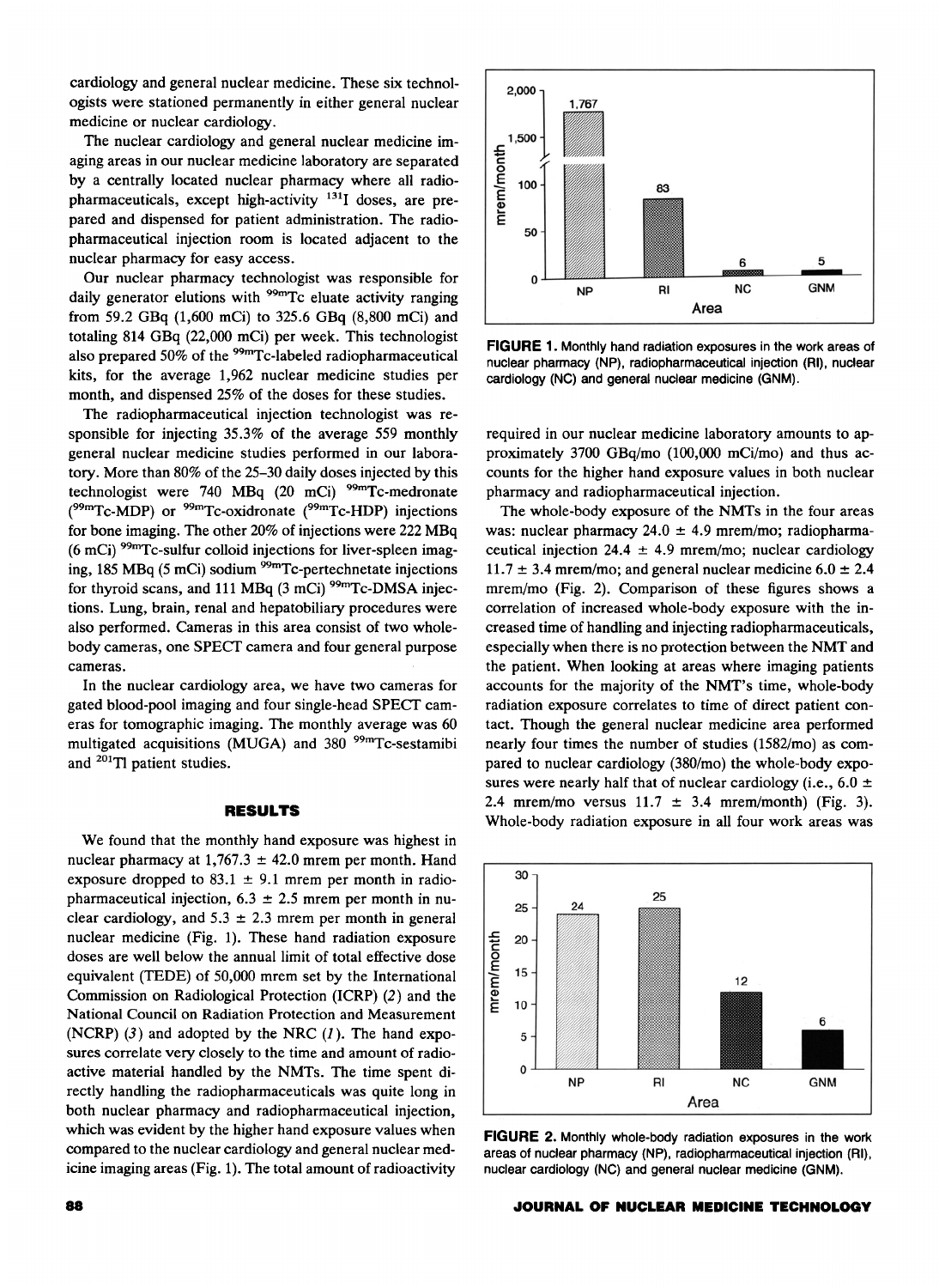cardiology and general nuclear medicine. These six technologists were stationed permanently in either general nuclear medicine or nuclear cardiology.

The nuclear cardiology and general nuclear medicine imaging areas in our nuclear medicine laboratory are separated by a centrally located nuclear pharmacy where all radiopharmaceuticals, except high-activity $^{131}$I doses, are prepared and dispensed for patient administration. The radiopharmaceutical injection room is located adjacent to the nuclear pharmacy for easy access.

Our nuclear pharmacy technologist was responsible for daily generator elutions with $^{99m}$Tc eluate activity ranging from 59.2 GBq (1,600 mCi) to 325.6 GBq (8,800 mCi) and totaling 814 GBq (22,000 mCi) per week. This technologist also prepared 50% of the $^{99m}$Tc-labeled radiopharmaceutical kits, for the average 1,962 nuclear medicine studies per month, and dispensed 25% of the doses for these studies.

The radiopharmaceutical injection technologist was responsible for injecting 35.3% of the average 559 monthly general nuclear medicine studies performed in our laboratory. More than 80% of the 25–30 daily doses injected by this technologist were 740 MBq (20 mCi) $^{99m}$Tc-medronate ($^{99m}$Tc-MDP) or $^{99m}$Tc-oxidronate ($^{99m}$Tc-HDP) injections for bone imaging. The other 20% of injections were 222 MBq (6 mCi) $^{99m}$Tc-sulfur colloid injections for liver-spleen imaging, 185 MBq (5 mCi) sodium $^{99m}$Tc-pertechnetate injections for thyroid scans, and 111 MBq (3 mCi) $^{99m}$Tc-DMSA injections. Lung, brain, renal and hepatobiliary procedures were also performed. Cameras in this area consist of two whole-body cameras, one SPECT camera and four general purpose cameras.

In the nuclear cardiology area, we have two cameras for gated blood-pool imaging and four single-head SPECT cameras for tomographic imaging. The monthly average was 60 multigated acquisitions (MUGA) and 380 $^{99m}$Tc-sestamibi and $^{201}$Tl patient studies.

## RESULTS

We found that the monthly hand exposure was highest in nuclear pharmacy at 1,767.3 ± 42.0 mrem per month. Hand exposure dropped to 83.1 ± 9.1 mrem per month in radiopharmaceutical injection, 6.3 ± 2.5 mrem per month in nuclear cardiology, and 5.3 ± 2.3 mrem per month in general nuclear medicine (Fig. 1). These hand radiation exposure doses are well below the annual limit of total effective dose equivalent (TEDE) of 50,000 mrem set by the International Commission on Radiological Protection (ICRP) (*2*) and the National Council on Radiation Protection and Measurement (NCRP) (*3*) and adopted by the NRC (*1*). The hand exposures correlate very closely to the time and amount of radioactive material handled by the NMTs. The time spent directly handling the radiopharmaceuticals was quite long in both nuclear pharmacy and radiopharmaceutical injection, which was evident by the higher hand exposure values when compared to the nuclear cardiology and general nuclear medicine imaging areas (Fig. 1). The total amount of radioactivity required in our nuclear medicine laboratory amounts to approximately 3700 GBq/mo (100,000 mCi/mo) and thus accounts for the higher hand exposure values in both nuclear pharmacy and radiopharmaceutical injection.

**FIGURE 1.** Monthly hand radiation exposures in the work areas of nuclear pharmacy (NP), radiopharmaceutical injection (RI), nuclear cardiology (NC) and general nuclear medicine (GNM).

The whole-body exposure of the NMTs in the four areas was: nuclear pharmacy 24.0 ± 4.9 mrem/mo; radiopharmaceutical injection 24.4 ± 4.9 mrem/mo; nuclear cardiology 11.7 ± 3.4 mrem/mo; and general nuclear medicine 6.0 ± 2.4 mrem/mo (Fig. 2). Comparison of these figures shows a correlation of increased whole-body exposure with the increased time of handling and injecting radiopharmaceuticals, especially when there is no protection between the NMT and the patient. When looking at areas where imaging patients accounts for the majority of the NMT's time, whole-body radiation exposure correlates to time of direct patient contact. Though the general nuclear medicine area performed nearly four times the number of studies (1582/mo) as compared to nuclear cardiology (380/mo) the whole-body exposures were nearly half that of nuclear cardiology (i.e., 6.0 ± 2.4 mrem/mo versus 11.7 ± 3.4 mrem/month) (Fig. 3). Whole-body radiation exposure in all four work areas was

**FIGURE 2.** Monthly whole-body radiation exposures in the work areas of nuclear pharmacy (NP), radiopharmaceutical injection (RI), nuclear cardiology (NC) and general nuclear medicine (GNM).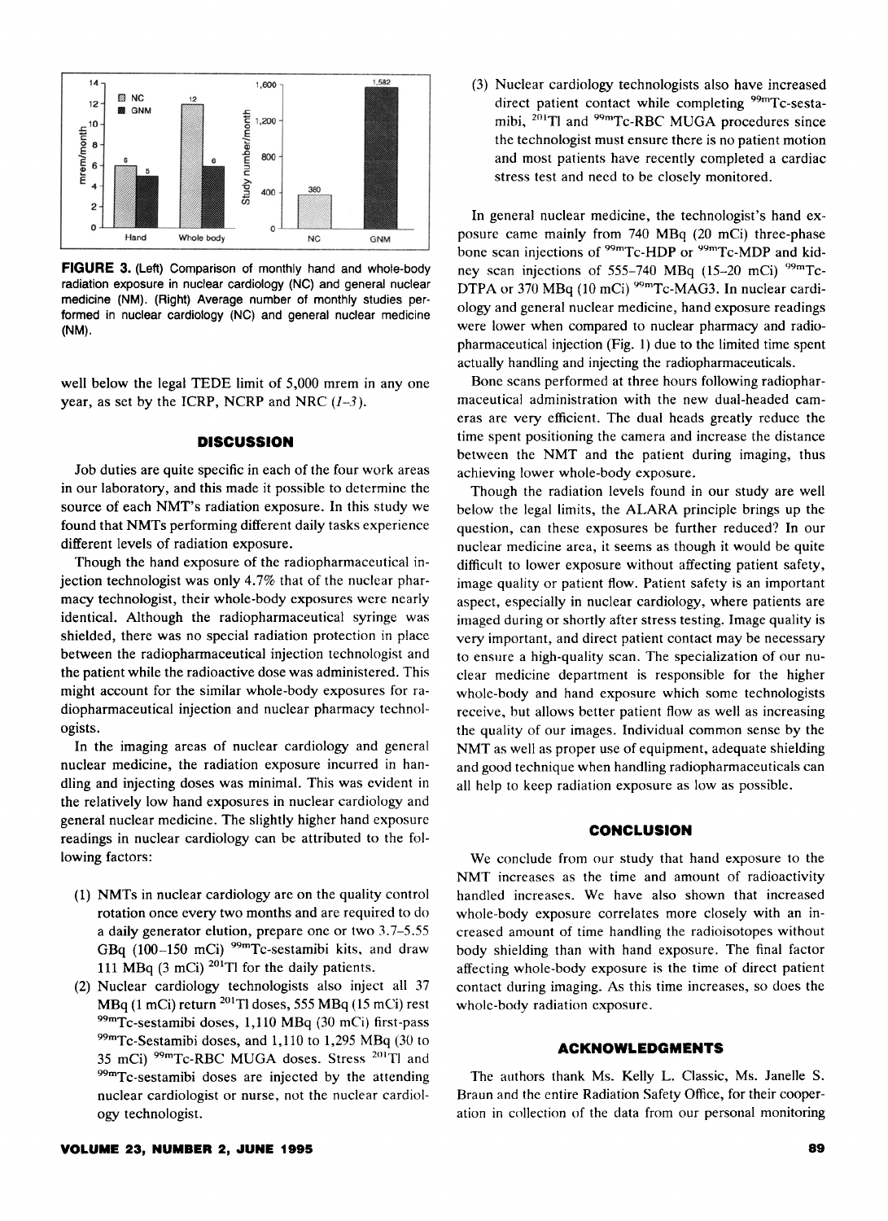FIGURE 3. (Left) Comparison of monthly hand and whole-body radiation exposure in nuclear cardiology (NC) and general nuclear medicine (NM). (Right) Average number of monthly studies performed in nuclear cardiology (NC) and general nuclear medicine (NM).

well below the legal TEDE limit of 5,000 mrem in any one year, as set by the ICRP, NCRP and NRC (1–3).

## DISCUSSION

Job duties are quite specific in each of the four work areas in our laboratory, and this made it possible to determine the source of each NMT's radiation exposure. In this study we found that NMTs performing different daily tasks experience different levels of radiation exposure.

Though the hand exposure of the radiopharmaceutical injection technologist was only 4.7% that of the nuclear pharmacy technologist, their whole-body exposures were nearly identical. Although the radiopharmaceutical syringe was shielded, there was no special radiation protection in place between the radiopharmaceutical injection technologist and the patient while the radioactive dose was administered. This might account for the similar whole-body exposures for radiopharmaceutical injection and nuclear pharmacy technologists.

In the imaging areas of nuclear cardiology and general nuclear medicine, the radiation exposure incurred in handling and injecting doses was minimal. This was evident in the relatively low hand exposures in nuclear cardiology and general nuclear medicine. The slightly higher hand exposure readings in nuclear cardiology can be attributed to the following factors:

(1) NMTs in nuclear cardiology are on the quality control rotation once every two months and are required to do a daily generator elution, prepare one or two 3.7–5.55 GBq (100–150 mCi) $^{99m}$Tc-sestamibi kits, and draw 111 MBq (3 mCi) $^{201}$Tl for the daily patients.

(2) Nuclear cardiology technologists also inject all 37 MBq (1 mCi) return $^{201}$Tl doses, 555 MBq (15 mCi) rest $^{99m}$Tc-sestamibi doses, 1,110 MBq (30 mCi) first-pass $^{99m}$Tc-Sestamibi doses, and 1,110 to 1,295 MBq (30 to 35 mCi) $^{99m}$Tc-RBC MUGA doses. Stress $^{201}$Tl and $^{99m}$Tc-sestamibi doses are injected by the attending nuclear cardiologist or nurse, not the nuclear cardiology technologist.

(3) Nuclear cardiology technologists also have increased direct patient contact while completing $^{99m}$Tc-sestamibi, $^{201}$Tl and $^{99m}$Tc-RBC MUGA procedures since the technologist must ensure there is no patient motion and most patients have recently completed a cardiac stress test and need to be closely monitored.

In general nuclear medicine, the technologist's hand exposure came mainly from 740 MBq (20 mCi) three-phase bone scan injections of $^{99m}$Tc-HDP or $^{99m}$Tc-MDP and kidney scan injections of 555–740 MBq (15–20 mCi) $^{99m}$Tc-DTPA or 370 MBq (10 mCi) $^{99m}$Tc-MAG3. In nuclear cardiology and general nuclear medicine, hand exposure readings were lower when compared to nuclear pharmacy and radiopharmaceutical injection (Fig. 1) due to the limited time spent actually handling and injecting the radiopharmaceuticals.

Bone scans performed at three hours following radiopharmaceutical administration with the new dual-headed cameras are very efficient. The dual heads greatly reduce the time spent positioning the camera and increase the distance between the NMT and the patient during imaging, thus achieving lower whole-body exposure.

Though the radiation levels found in our study are well below the legal limits, the ALARA principle brings up the question, can these exposures be further reduced? In our nuclear medicine area, it seems as though it would be quite difficult to lower exposure without affecting patient safety, image quality or patient flow. Patient safety is an important aspect, especially in nuclear cardiology, where patients are imaged during or shortly after stress testing. Image quality is very important, and direct patient contact may be necessary to ensure a high-quality scan. The specialization of our nuclear medicine department is responsible for the higher whole-body and hand exposure which some technologists receive, but allows better patient flow as well as increasing the quality of our images. Individual common sense by the NMT as well as proper use of equipment, adequate shielding and good technique when handling radiopharmaceuticals can all help to keep radiation exposure as low as possible.

## CONCLUSION

We conclude from our study that hand exposure to the NMT increases as the time and amount of radioactivity handled increases. We have also shown that increased whole-body exposure correlates more closely with an increased amount of time handling the radioisotopes without body shielding than with hand exposure. The final factor affecting whole-body exposure is the time of direct patient contact during imaging. As this time increases, so does the whole-body radiation exposure.

## ACKNOWLEDGMENTS

The authors thank Ms. Kelly L. Classic, Ms. Janelle S. Braun and the entire Radiation Safety Office, for their cooperation in collection of the data from our personal monitoring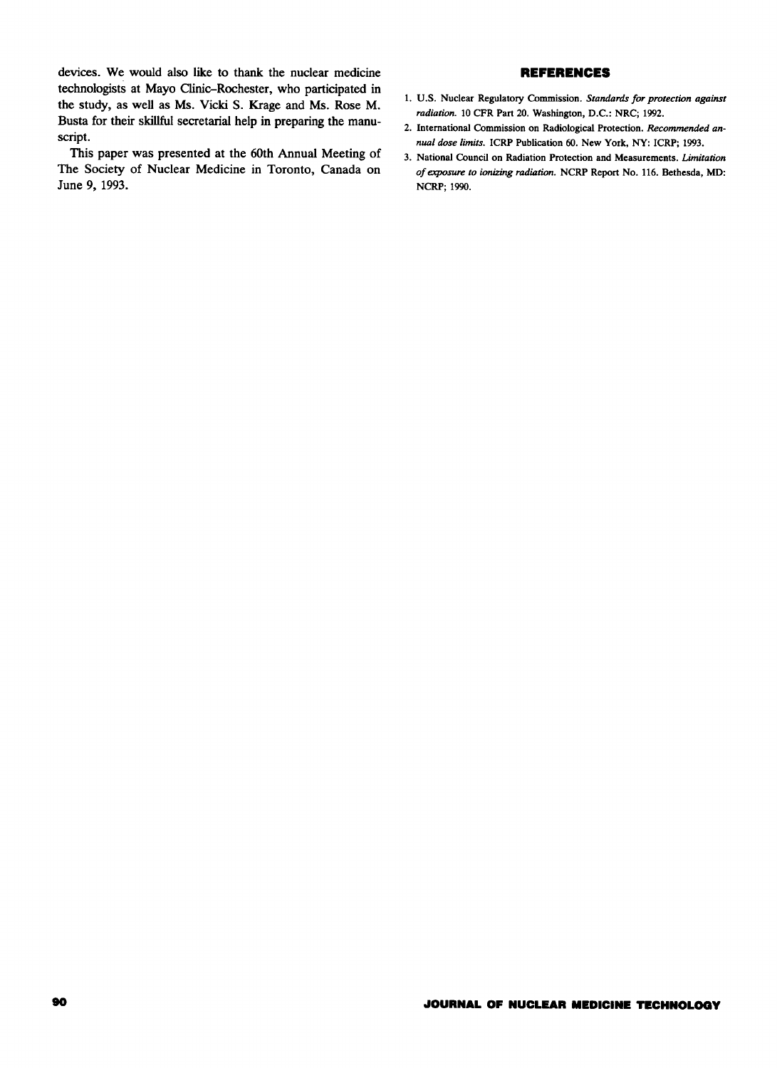devices. We would also like to thank the nuclear medicine technologists at Mayo Clinic–Rochester, who participated in the study, as well as Ms. Vicki S. Krage and Ms. Rose M. Busta for their skillful secretarial help in preparing the manuscript.

This paper was presented at the 60th Annual Meeting of The Society of Nuclear Medicine in Toronto, Canada on June 9, 1993.

## REFERENCES

1. U.S. Nuclear Regulatory Commission. *Standards for protection against radiation.* 10 CFR Part 20. Washington, D.C.: NRC; 1992.
2. International Commission on Radiological Protection. *Recommended annual dose limits.* ICRP Publication 60. New York, NY: ICRP; 1993.
3. National Council on Radiation Protection and Measurements. *Limitation of exposure to ionizing radiation.* NCRP Report No. 116. Bethesda, MD: NCRP; 1990.